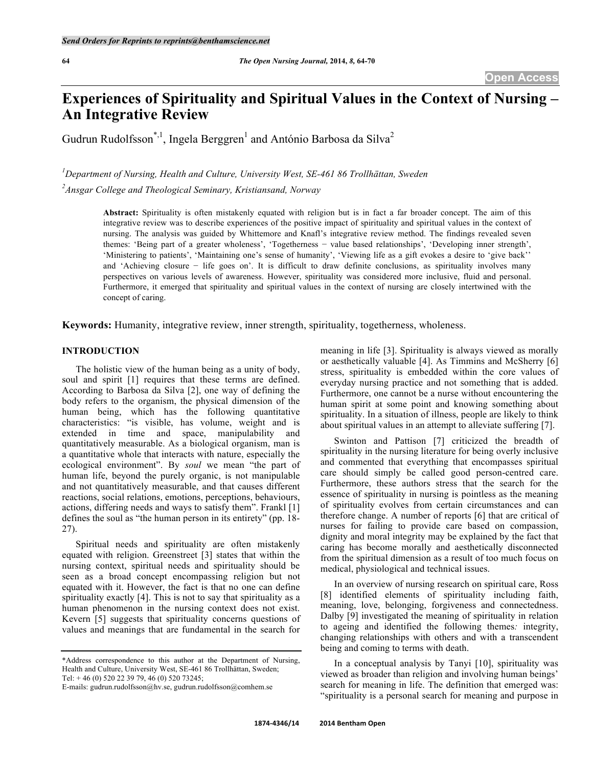# Experiences of Spirituality and Spiritual Values in the Context of Nursing – An Integrative Review

Gudrun Rudolfsson[*,1], Ingela Berggren[1] and António Barbosa da Silva[2]

[1]*Department of Nursing, Health and Culture, University West, SE-461 86 Trollhättan, Sweden*

[2]*Ansgar College and Theological Seminary, Kristiansand, Norway*

**Abstract:** Spirituality is often mistakenly equated with religion but is in fact a far broader concept. The aim of this integrative review was to describe experiences of the positive impact of spirituality and spiritual values in the context of nursing. The analysis was guided by Whittemore and Knafl's integrative review method. The findings revealed seven themes: 'Being part of a greater wholeness', 'Togetherness − value based relationships', 'Developing inner strength', 'Ministering to patients', 'Maintaining one's sense of humanity', 'Viewing life as a gift evokes a desire to 'give back'' and 'Achieving closure − life goes on'. It is difficult to draw definite conclusions, as spirituality involves many perspectives on various levels of awareness. However, spirituality was considered more inclusive, fluid and personal. Furthermore, it emerged that spirituality and spiritual values in the context of nursing are closely intertwined with the concept of caring.

**Keywords:** Humanity, integrative review, inner strength, spirituality, togetherness, wholeness.

## INTRODUCTION

The holistic view of the human being as a unity of body, soul and spirit [1] requires that these terms are defined. According to Barbosa da Silva [2], one way of defining the body refers to the organism, the physical dimension of the human being, which has the following quantitative characteristics: "is visible, has volume, weight and is extended in time and space, manipulability and quantitatively measurable. As a biological organism, man is a quantitative whole that interacts with nature, especially the ecological environment". By *soul* we mean "the part of human life, beyond the purely organic, is not manipulable and not quantitatively measurable, and that causes different reactions, social relations, emotions, perceptions, behaviours, actions, differing needs and ways to satisfy them". Frankl [1] defines the soul as "the human person in its entirety" (pp. 18-27).

Spiritual needs and spirituality are often mistakenly equated with religion. Greenstreet [3] states that within the nursing context, spiritual needs and spirituality should be seen as a broad concept encompassing religion but not equated with it. However, the fact is that no one can define spirituality exactly [4]. This is not to say that spirituality as a human phenomenon in the nursing context does not exist. Kevern [5] suggests that spirituality concerns questions of values and meanings that are fundamental in the search for meaning in life [3]. Spirituality is always viewed as morally or aesthetically valuable [4]. As Timmins and McSherry [6] stress, spirituality is embedded within the core values of everyday nursing practice and not something that is added. Furthermore, one cannot be a nurse without encountering the human spirit at some point and knowing something about spirituality. In a situation of illness, people are likely to think about spiritual values in an attempt to alleviate suffering [7].

Swinton and Pattison [7] criticized the breadth of spirituality in the nursing literature for being overly inclusive and commented that everything that encompasses spiritual care should simply be called good person-centred care. Furthermore, these authors stress that the search for the essence of spirituality in nursing is pointless as the meaning of spirituality evolves from certain circumstances and can therefore change. A number of reports [6] that are critical of nurses for failing to provide care based on compassion, dignity and moral integrity may be explained by the fact that caring has become morally and aesthetically disconnected from the spiritual dimension as a result of too much focus on medical, physiological and technical issues.

In an overview of nursing research on spiritual care, Ross [8] identified elements of spirituality including faith, meaning, love, belonging, forgiveness and connectedness. Dalby [9] investigated the meaning of spirituality in relation to ageing and identified the following themes*:* integrity, changing relationships with others and with a transcendent being and coming to terms with death.

In a conceptual analysis by Tanyi [10], spirituality was viewed as broader than religion and involving human beings' search for meaning in life. The definition that emerged was: "spirituality is a personal search for meaning and purpose in

*Address correspondence to this author at the Department of Nursing, Health and Culture, University West, SE-461 86 Trollhättan, Sweden; Tel: + 46 (0) 520 22 39 79, 46 (0) 520 73245; E-mails: gudrun.rudolfsson@hv.se, gudrun.rudolfsson@comhem.se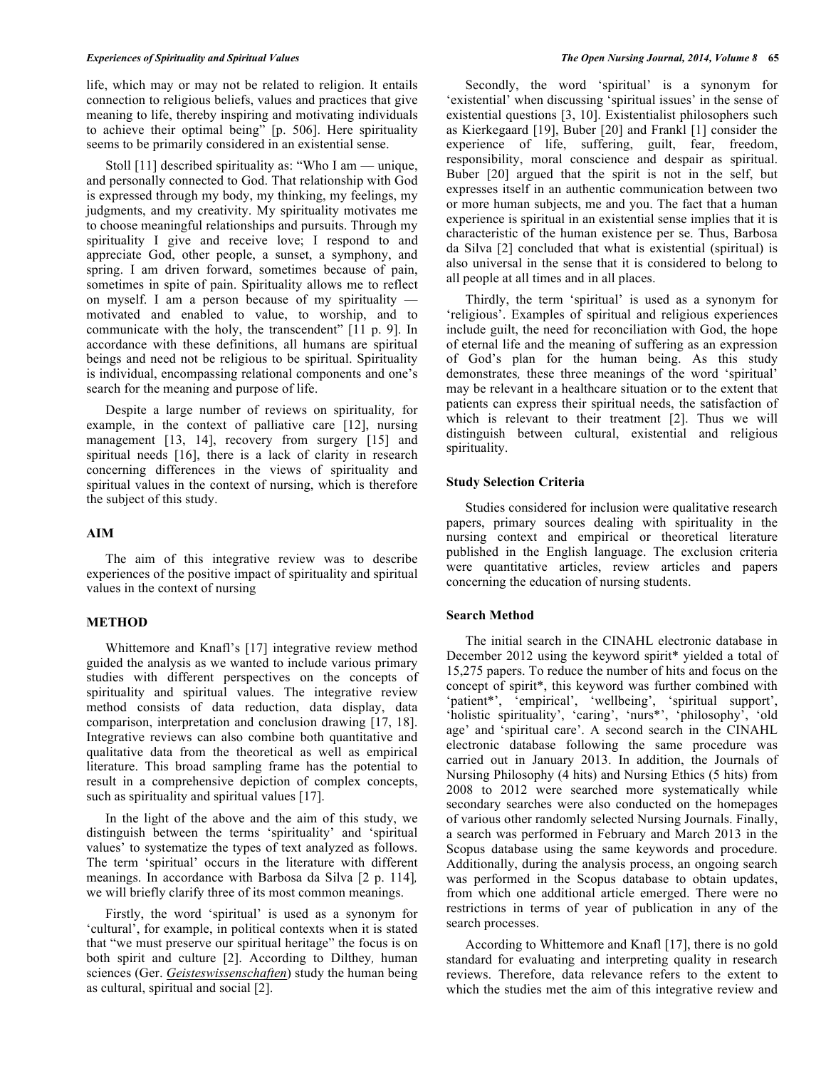life, which may or may not be related to religion. It entails connection to religious beliefs, values and practices that give meaning to life, thereby inspiring and motivating individuals to achieve their optimal being" [p. 506]. Here spirituality seems to be primarily considered in an existential sense.

Stoll [11] described spirituality as: "Who I am — unique, and personally connected to God. That relationship with God is expressed through my body, my thinking, my feelings, my judgments, and my creativity. My spirituality motivates me to choose meaningful relationships and pursuits. Through my spirituality I give and receive love; I respond to and appreciate God, other people, a sunset, a symphony, and spring. I am driven forward, sometimes because of pain, sometimes in spite of pain. Spirituality allows me to reflect on myself. I am a person because of my spirituality — motivated and enabled to value, to worship, and to communicate with the holy, the transcendent" [11 p. 9]. In accordance with these definitions, all humans are spiritual beings and need not be religious to be spiritual. Spirituality is individual, encompassing relational components and one's search for the meaning and purpose of life.

Despite a large number of reviews on spirituality*,* for example, in the context of palliative care [12], nursing management [13, 14], recovery from surgery [15] and spiritual needs [16], there is a lack of clarity in research concerning differences in the views of spirituality and spiritual values in the context of nursing, which is therefore the subject of this study.

## AIM

The aim of this integrative review was to describe experiences of the positive impact of spirituality and spiritual values in the context of nursing

## METHOD

Whittemore and Knafl's [17] integrative review method guided the analysis as we wanted to include various primary studies with different perspectives on the concepts of spirituality and spiritual values. The integrative review method consists of data reduction, data display, data comparison, interpretation and conclusion drawing [17, 18]. Integrative reviews can also combine both quantitative and qualitative data from the theoretical as well as empirical literature. This broad sampling frame has the potential to result in a comprehensive depiction of complex concepts, such as spirituality and spiritual values [17].

In the light of the above and the aim of this study, we distinguish between the terms 'spirituality' and 'spiritual values' to systematize the types of text analyzed as follows. The term 'spiritual' occurs in the literature with different meanings. In accordance with Barbosa da Silva [2 p. 114]*,* we will briefly clarify three of its most common meanings.

Firstly, the word 'spiritual' is used as a synonym for 'cultural', for example, in political contexts when it is stated that "we must preserve our spiritual heritage" the focus is on both spirit and culture [2]. According to Dilthey*,* human sciences (Ger. *Geisteswissenschaften*) study the human being as cultural, spiritual and social [2].

Secondly, the word 'spiritual' is a synonym for 'existential' when discussing 'spiritual issues' in the sense of existential questions [3, 10]. Existentialist philosophers such as Kierkegaard [19], Buber [20] and Frankl [1] consider the experience of life, suffering, guilt, fear, freedom, responsibility, moral conscience and despair as spiritual. Buber [20] argued that the spirit is not in the self, but expresses itself in an authentic communication between two or more human subjects, me and you. The fact that a human experience is spiritual in an existential sense implies that it is characteristic of the human existence per se. Thus, Barbosa da Silva [2] concluded that what is existential (spiritual) is also universal in the sense that it is considered to belong to all people at all times and in all places.

Thirdly, the term 'spiritual' is used as a synonym for 'religious'. Examples of spiritual and religious experiences include guilt, the need for reconciliation with God, the hope of eternal life and the meaning of suffering as an expression of God's plan for the human being. As this study demonstrates*,* these three meanings of the word 'spiritual' may be relevant in a healthcare situation or to the extent that patients can express their spiritual needs, the satisfaction of which is relevant to their treatment [2]. Thus we will distinguish between cultural, existential and religious spirituality.

### Study Selection Criteria

Studies considered for inclusion were qualitative research papers, primary sources dealing with spirituality in the nursing context and empirical or theoretical literature published in the English language. The exclusion criteria were quantitative articles, review articles and papers concerning the education of nursing students.

### Search Method

The initial search in the CINAHL electronic database in December 2012 using the keyword spirit* yielded a total of 15,275 papers. To reduce the number of hits and focus on the concept of spirit*, this keyword was further combined with 'patient*', 'empirical', 'wellbeing', 'spiritual support', 'holistic spirituality', 'caring', 'nurs*', 'philosophy', 'old age' and 'spiritual care'. A second search in the CINAHL electronic database following the same procedure was carried out in January 2013. In addition, the Journals of Nursing Philosophy (4 hits) and Nursing Ethics (5 hits) from 2008 to 2012 were searched more systematically while secondary searches were also conducted on the homepages of various other randomly selected Nursing Journals. Finally, a search was performed in February and March 2013 in the Scopus database using the same keywords and procedure. Additionally, during the analysis process, an ongoing search was performed in the Scopus database to obtain updates, from which one additional article emerged. There were no restrictions in terms of year of publication in any of the search processes.

According to Whittemore and Knafl [17], there is no gold standard for evaluating and interpreting quality in research reviews. Therefore, data relevance refers to the extent to which the studies met the aim of this integrative review and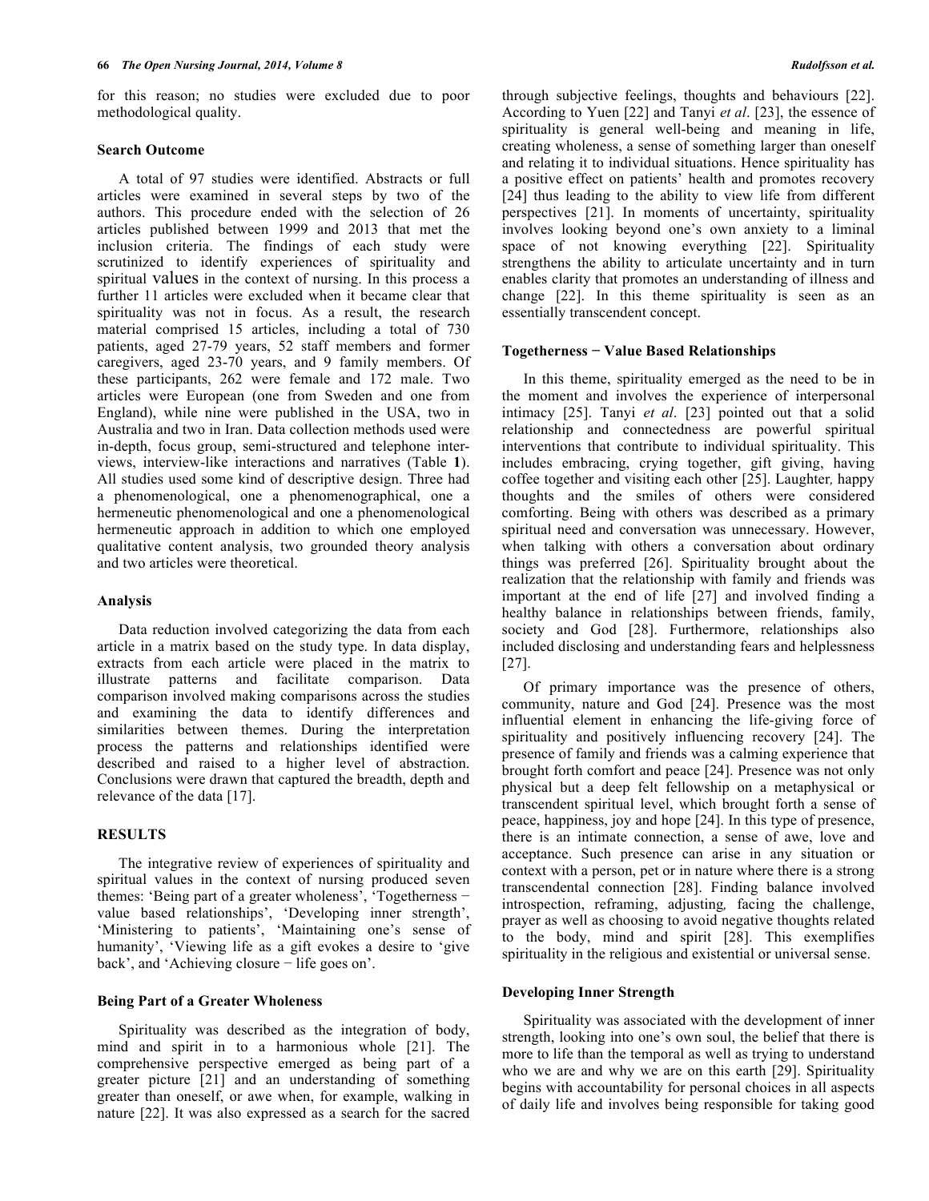for this reason; no studies were excluded due to poor methodological quality.

### Search Outcome

A total of 97 studies were identified. Abstracts or full articles were examined in several steps by two of the authors. This procedure ended with the selection of 26 articles published between 1999 and 2013 that met the inclusion criteria. The findings of each study were scrutinized to identify experiences of spirituality and spiritual values in the context of nursing. In this process a further 11 articles were excluded when it became clear that spirituality was not in focus. As a result, the research material comprised 15 articles, including a total of 730 patients, aged 27-79 years, 52 staff members and former caregivers, aged 23-70 years, and 9 family members. Of these participants, 262 were female and 172 male. Two articles were European (one from Sweden and one from England), while nine were published in the USA, two in Australia and two in Iran. Data collection methods used were in-depth, focus group, semi-structured and telephone interviews, interview-like interactions and narratives (Table **1**). All studies used some kind of descriptive design. Three had a phenomenological, one a phenomenographical, one a hermeneutic phenomenological and one a phenomenological hermeneutic approach in addition to which one employed qualitative content analysis, two grounded theory analysis and two articles were theoretical.

### Analysis

Data reduction involved categorizing the data from each article in a matrix based on the study type. In data display, extracts from each article were placed in the matrix to illustrate patterns and facilitate comparison. Data comparison involved making comparisons across the studies and examining the data to identify differences and similarities between themes. During the interpretation process the patterns and relationships identified were described and raised to a higher level of abstraction. Conclusions were drawn that captured the breadth, depth and relevance of the data [17].

## RESULTS

The integrative review of experiences of spirituality and spiritual values in the context of nursing produced seven themes: 'Being part of a greater wholeness', 'Togetherness − value based relationships', 'Developing inner strength', 'Ministering to patients', 'Maintaining one's sense of humanity', 'Viewing life as a gift evokes a desire to 'give back', and 'Achieving closure − life goes on'.

### Being Part of a Greater Wholeness

Spirituality was described as the integration of body, mind and spirit in to a harmonious whole [21]. The comprehensive perspective emerged as being part of a greater picture [21] and an understanding of something greater than oneself, or awe when, for example, walking in nature [22]. It was also expressed as a search for the sacred through subjective feelings, thoughts and behaviours [22]. According to Yuen [22] and Tanyi *et al*. [23], the essence of spirituality is general well-being and meaning in life, creating wholeness, a sense of something larger than oneself and relating it to individual situations. Hence spirituality has a positive effect on patients' health and promotes recovery [24] thus leading to the ability to view life from different perspectives [21]. In moments of uncertainty, spirituality involves looking beyond one's own anxiety to a liminal space of not knowing everything [22]. Spirituality strengthens the ability to articulate uncertainty and in turn enables clarity that promotes an understanding of illness and change [22]. In this theme spirituality is seen as an essentially transcendent concept.

### Togetherness − Value Based Relationships

In this theme, spirituality emerged as the need to be in the moment and involves the experience of interpersonal intimacy [25]. Tanyi *et al*. [23] pointed out that a solid relationship and connectedness are powerful spiritual interventions that contribute to individual spirituality. This includes embracing, crying together, gift giving, having coffee together and visiting each other [25]. Laughter, happy thoughts and the smiles of others were considered comforting. Being with others was described as a primary spiritual need and conversation was unnecessary. However, when talking with others a conversation about ordinary things was preferred [26]. Spirituality brought about the realization that the relationship with family and friends was important at the end of life [27] and involved finding a healthy balance in relationships between friends, family, society and God [28]. Furthermore, relationships also included disclosing and understanding fears and helplessness [27].

Of primary importance was the presence of others, community, nature and God [24]. Presence was the most influential element in enhancing the life-giving force of spirituality and positively influencing recovery [24]. The presence of family and friends was a calming experience that brought forth comfort and peace [24]. Presence was not only physical but a deep felt fellowship on a metaphysical or transcendent spiritual level, which brought forth a sense of peace, happiness, joy and hope [24]. In this type of presence, there is an intimate connection, a sense of awe, love and acceptance. Such presence can arise in any situation or context with a person, pet or in nature where there is a strong transcendental connection [28]. Finding balance involved introspection, reframing, adjusting, facing the challenge, prayer as well as choosing to avoid negative thoughts related to the body, mind and spirit [28]. This exemplifies spirituality in the religious and existential or universal sense.

### Developing Inner Strength

Spirituality was associated with the development of inner strength, looking into one's own soul, the belief that there is more to life than the temporal as well as trying to understand who we are and why we are on this earth [29]. Spirituality begins with accountability for personal choices in all aspects of daily life and involves being responsible for taking good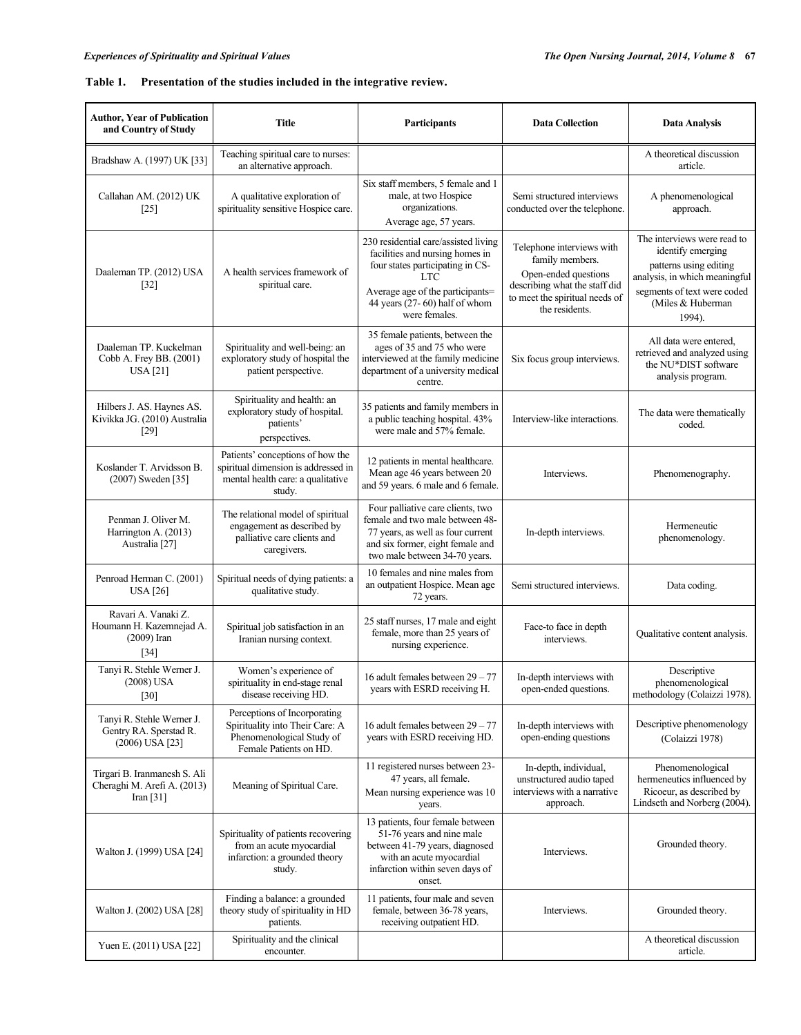**Table 1. Presentation of the studies included in the integrative review.**

| Author, Year of Publication and Country of Study | Title | Participants | Data Collection | Data Analysis |
|---|---|---|---|---|
| Bradshaw A. (1997) UK [33] | Teaching spiritual care to nurses: an alternative approach. | | | A theoretical discussion article. |
| Callahan AM. (2012) UK [25] | A qualitative exploration of spirituality sensitive Hospice care. | Six staff members, 5 female and 1 male, at two Hospice organizations. Average age, 57 years. | Semi structured interviews conducted over the telephone. | A phenomenological approach. |
| Daaleman TP. (2012) USA [32] | A health services framework of spiritual care. | 230 residential care/assisted living facilities and nursing homes in four states participating in CS-LTC Average age of the participants= 44 years (27- 60) half of whom were females. | Telephone interviews with family members. Open-ended questions describing what the staff did to meet the spiritual needs of the residents. | The interviews were read to identify emerging patterns using editing analysis, in which meaningful segments of text were coded (Miles & Huberman 1994). |
| Daaleman TP. Kuckelman Cobb A. Frey BB. (2001) USA [21] | Spirituality and well-being: an exploratory study of hospital the patient perspective. | 35 female patients, between the ages of 35 and 75 who were interviewed at the family medicine department of a university medical centre. | Six focus group interviews. | All data were entered, retrieved and analyzed using the NU*DIST software analysis program. |
| Hilbers J. AS. Haynes AS. Kivikka JG. (2010) Australia [29] | Spirituality and health: an exploratory study of hospital. patients' perspectives. | 35 patients and family members in a public teaching hospital. 43% were male and 57% female. | Interview-like interactions. | The data were thematically coded. |
| Koslander T. Arvidsson B. (2007) Sweden [35] | Patients' conceptions of how the spiritual dimension is addressed in mental health care: a qualitative study. | 12 patients in mental healthcare. Mean age 46 years between 20 and 59 years. 6 male and 6 female. | Interviews. | Phenomenography. |
| Penman J. Oliver M. Harrington A. (2013) Australia [27] | The relational model of spiritual engagement as described by palliative care clients and caregivers. | Four palliative care clients, two female and two male between 48-77 years, as well as four current and six former, eight female and two male between 34-70 years. | In-depth interviews. | Hermeneutic phenomenology. |
| Penroad Herman C. (2001) USA [26] | Spiritual needs of dying patients: a qualitative study. | 10 females and nine males from an outpatient Hospice. Mean age 72 years. | Semi structured interviews. | Data coding. |
| Ravari A. Vanaki Z. Houmann H. Kazemnejad A. (2009) Iran [34] | Spiritual job satisfaction in an Iranian nursing context. | 25 staff nurses, 17 male and eight female, more than 25 years of nursing experience. | Face-to face in depth interviews. | Qualitative content analysis. |
| Tanyi R. Stehle Werner J. (2008) USA [30] | Women's experience of spirituality in end-stage renal disease receiving HD. | 16 adult females between 29 – 77 years with ESRD receiving H. | In-depth interviews with open-ended questions. | Descriptive phenomenological methodology (Colaizzi 1978). |
| Tanyi R. Stehle Werner J. Gentry RA. Sperstad R. (2006) USA [23] | Perceptions of Incorporating Spirituality into Their Care: A Phenomenological Study of Female Patients on HD. | 16 adult females between 29 – 77 years with ESRD receiving HD. | In-depth interviews with open-ending questions | Descriptive phenomenology (Colaizzi 1978) |
| Tirgari B. Iranmanesh S. Ali Cheraghi M. Arefi A. (2013) Iran [31] | Meaning of Spiritual Care. | 11 registered nurses between 23-47 years, all female. Mean nursing experience was 10 years. | In-depth, individual, unstructured audio taped interviews with a narrative approach. | Phenomenological hermeneutics influenced by Ricoeur, as described by Lindseth and Norberg (2004). |
| Walton J. (1999) USA [24] | Spirituality of patients recovering from an acute myocardial infarction: a grounded theory study. | 13 patients, four female between 51-76 years and nine male between 41-79 years, diagnosed with an acute myocardial infarction within seven days of onset. | Interviews. | Grounded theory. |
| Walton J. (2002) USA [28] | Finding a balance: a grounded theory study of spirituality in HD patients. | 11 patients, four male and seven female, between 36-78 years, receiving outpatient HD. | Interviews. | Grounded theory. |
| Yuen E. (2011) USA [22] | Spirituality and the clinical encounter. | | | A theoretical discussion article. |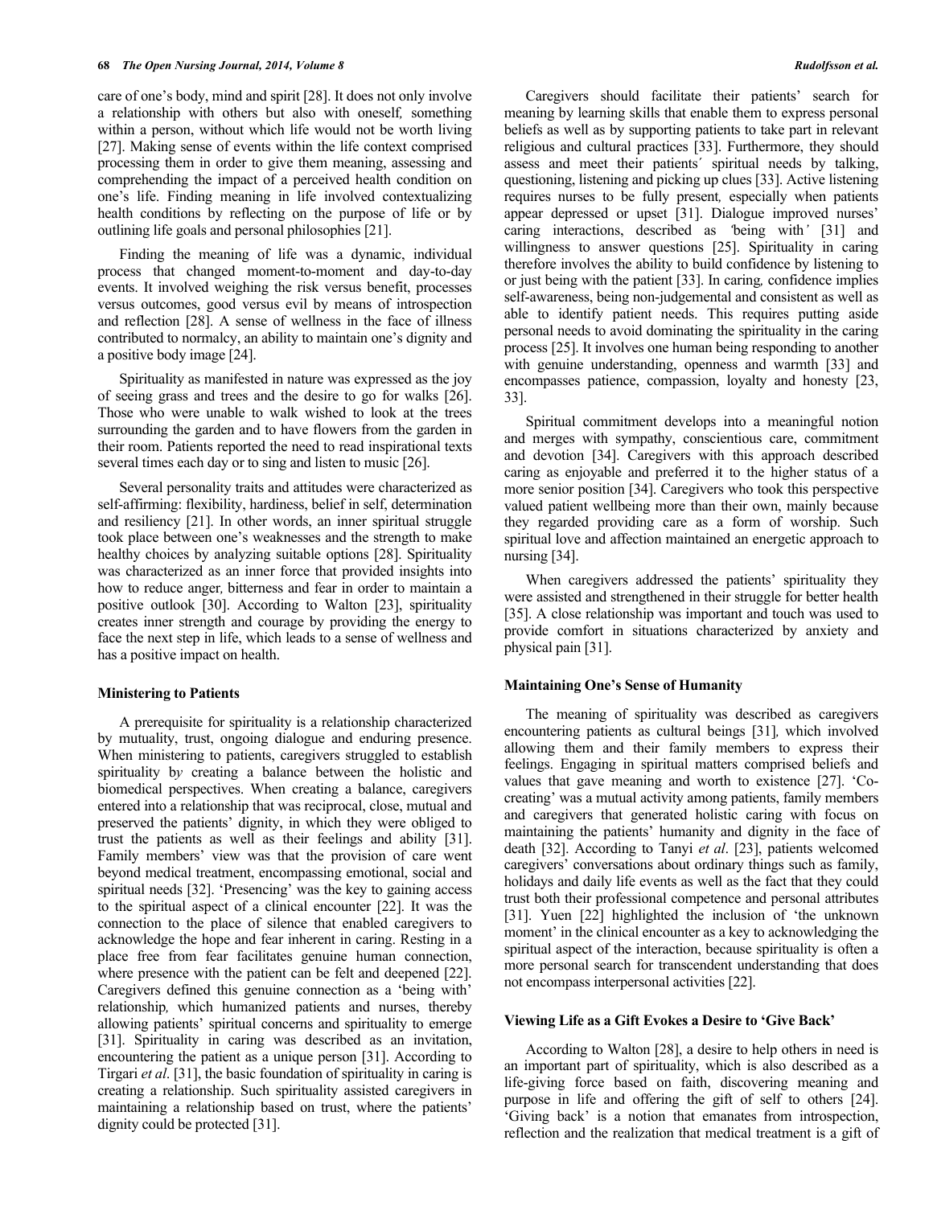care of one's body, mind and spirit [28]. It does not only involve a relationship with others but also with oneself, something within a person, without which life would not be worth living [27]. Making sense of events within the life context comprised processing them in order to give them meaning, assessing and comprehending the impact of a perceived health condition on one's life. Finding meaning in life involved contextualizing health conditions by reflecting on the purpose of life or by outlining life goals and personal philosophies [21].

Finding the meaning of life was a dynamic, individual process that changed moment-to-moment and day-to-day events. It involved weighing the risk versus benefit, processes versus outcomes, good versus evil by means of introspection and reflection [28]. A sense of wellness in the face of illness contributed to normalcy, an ability to maintain one's dignity and a positive body image [24].

Spirituality as manifested in nature was expressed as the joy of seeing grass and trees and the desire to go for walks [26]. Those who were unable to walk wished to look at the trees surrounding the garden and to have flowers from the garden in their room. Patients reported the need to read inspirational texts several times each day or to sing and listen to music [26].

Several personality traits and attitudes were characterized as self-affirming: flexibility, hardiness, belief in self, determination and resiliency [21]. In other words, an inner spiritual struggle took place between one's weaknesses and the strength to make healthy choices by analyzing suitable options [28]. Spirituality was characterized as an inner force that provided insights into how to reduce anger, bitterness and fear in order to maintain a positive outlook [30]. According to Walton [23], spirituality creates inner strength and courage by providing the energy to face the next step in life, which leads to a sense of wellness and has a positive impact on health.

### Ministering to Patients

A prerequisite for spirituality is a relationship characterized by mutuality, trust, ongoing dialogue and enduring presence. When ministering to patients, caregivers struggled to establish spirituality by creating a balance between the holistic and biomedical perspectives. When creating a balance, caregivers entered into a relationship that was reciprocal, close, mutual and preserved the patients' dignity, in which they were obliged to trust the patients as well as their feelings and ability [31]. Family members' view was that the provision of care went beyond medical treatment, encompassing emotional, social and spiritual needs [32]. 'Presencing' was the key to gaining access to the spiritual aspect of a clinical encounter [22]. It was the connection to the place of silence that enabled caregivers to acknowledge the hope and fear inherent in caring. Resting in a place free from fear facilitates genuine human connection, where presence with the patient can be felt and deepened [22]. Caregivers defined this genuine connection as a 'being with' relationship, which humanized patients and nurses, thereby allowing patients' spiritual concerns and spirituality to emerge [31]. Spirituality in caring was described as an invitation, encountering the patient as a unique person [31]. According to Tirgari *et al*. [31], the basic foundation of spirituality in caring is creating a relationship. Such spirituality assisted caregivers in maintaining a relationship based on trust, where the patients' dignity could be protected [31].

Caregivers should facilitate their patients' search for meaning by learning skills that enable them to express personal beliefs as well as by supporting patients to take part in relevant religious and cultural practices [33]. Furthermore, they should assess and meet their patients´ spiritual needs by talking, questioning, listening and picking up clues [33]. Active listening requires nurses to be fully present, especially when patients appear depressed or upset [31]. Dialogue improved nurses' caring interactions, described as 'being with' [31] and willingness to answer questions [25]. Spirituality in caring therefore involves the ability to build confidence by listening to or just being with the patient [33]. In caring, confidence implies self-awareness, being non-judgemental and consistent as well as able to identify patient needs. This requires putting aside personal needs to avoid dominating the spirituality in the caring process [25]. It involves one human being responding to another with genuine understanding, openness and warmth [33] and encompasses patience, compassion, loyalty and honesty [23, 33].

Spiritual commitment develops into a meaningful notion and merges with sympathy, conscientious care, commitment and devotion [34]. Caregivers with this approach described caring as enjoyable and preferred it to the higher status of a more senior position [34]. Caregivers who took this perspective valued patient wellbeing more than their own, mainly because they regarded providing care as a form of worship. Such spiritual love and affection maintained an energetic approach to nursing [34].

When caregivers addressed the patients' spirituality they were assisted and strengthened in their struggle for better health [35]. A close relationship was important and touch was used to provide comfort in situations characterized by anxiety and physical pain [31].

### Maintaining One's Sense of Humanity

The meaning of spirituality was described as caregivers encountering patients as cultural beings [31], which involved allowing them and their family members to express their feelings. Engaging in spiritual matters comprised beliefs and values that gave meaning and worth to existence [27]. 'Co-creating' was a mutual activity among patients, family members and caregivers that generated holistic caring with focus on maintaining the patients' humanity and dignity in the face of death [32]. According to Tanyi *et al*. [23], patients welcomed caregivers' conversations about ordinary things such as family, holidays and daily life events as well as the fact that they could trust both their professional competence and personal attributes [31]. Yuen [22] highlighted the inclusion of 'the unknown moment' in the clinical encounter as a key to acknowledging the spiritual aspect of the interaction, because spirituality is often a more personal search for transcendent understanding that does not encompass interpersonal activities [22].

### Viewing Life as a Gift Evokes a Desire to 'Give Back'

According to Walton [28], a desire to help others in need is an important part of spirituality, which is also described as a life-giving force based on faith, discovering meaning and purpose in life and offering the gift of self to others [24]. 'Giving back' is a notion that emanates from introspection, reflection and the realization that medical treatment is a gift of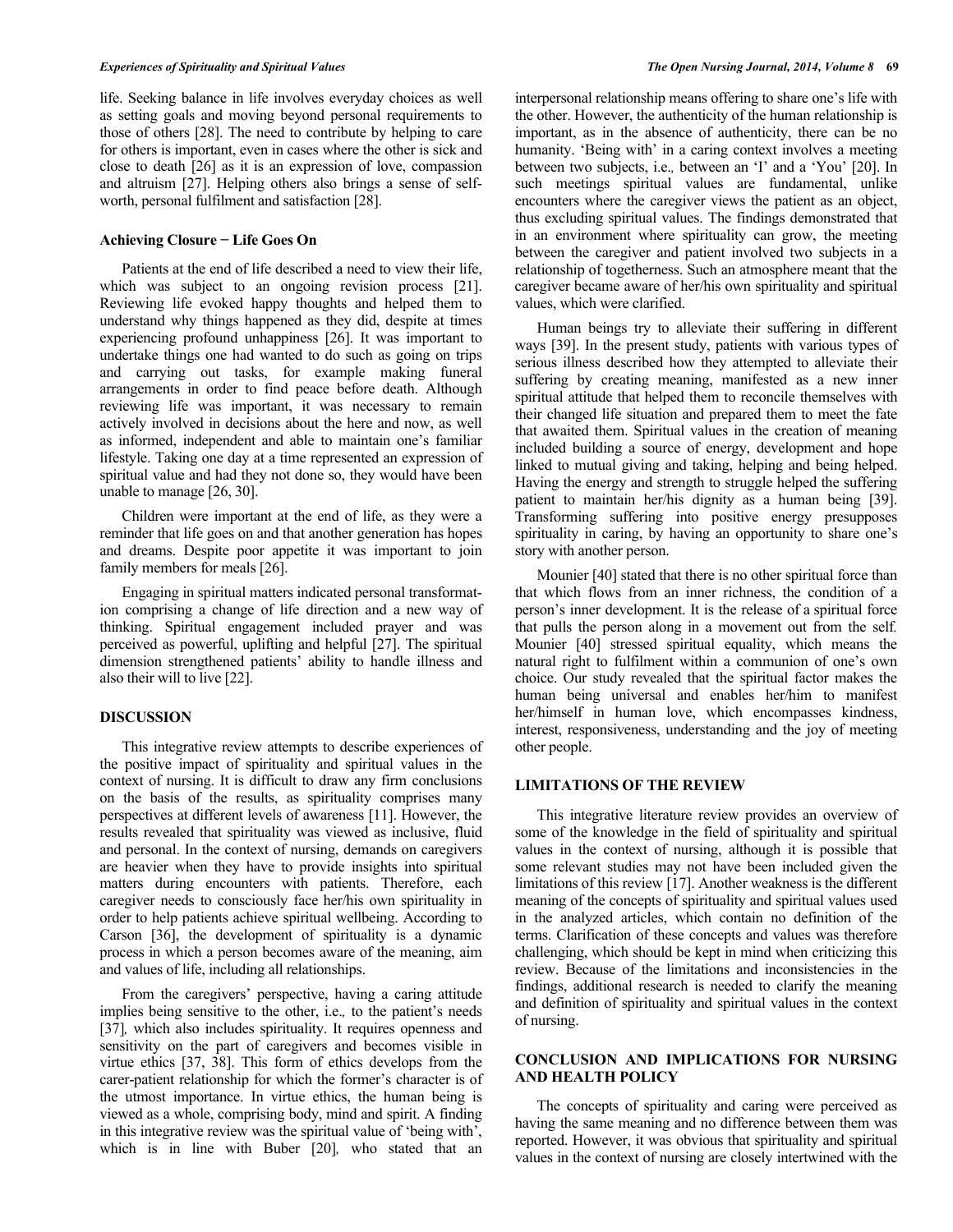life. Seeking balance in life involves everyday choices as well as setting goals and moving beyond personal requirements to those of others [28]. The need to contribute by helping to care for others is important, even in cases where the other is sick and close to death [26] as it is an expression of love, compassion and altruism [27]. Helping others also brings a sense of self-worth, personal fulfilment and satisfaction [28].

### Achieving Closure − Life Goes On

Patients at the end of life described a need to view their life, which was subject to an ongoing revision process [21]. Reviewing life evoked happy thoughts and helped them to understand why things happened as they did, despite at times experiencing profound unhappiness [26]. It was important to undertake things one had wanted to do such as going on trips and carrying out tasks, for example making funeral arrangements in order to find peace before death. Although reviewing life was important, it was necessary to remain actively involved in decisions about the here and now, as well as informed, independent and able to maintain one's familiar lifestyle. Taking one day at a time represented an expression of spiritual value and had they not done so, they would have been unable to manage [26, 30].

Children were important at the end of life, as they were a reminder that life goes on and that another generation has hopes and dreams. Despite poor appetite it was important to join family members for meals [26].

Engaging in spiritual matters indicated personal transformation comprising a change of life direction and a new way of thinking. Spiritual engagement included prayer and was perceived as powerful, uplifting and helpful [27]. The spiritual dimension strengthened patients' ability to handle illness and also their will to live [22].

## DISCUSSION

This integrative review attempts to describe experiences of the positive impact of spirituality and spiritual values in the context of nursing. It is difficult to draw any firm conclusions on the basis of the results, as spirituality comprises many perspectives at different levels of awareness [11]. However, the results revealed that spirituality was viewed as inclusive, fluid and personal. In the context of nursing, demands on caregivers are heavier when they have to provide insights into spiritual matters during encounters with patients. Therefore, each caregiver needs to consciously face her/his own spirituality in order to help patients achieve spiritual wellbeing. According to Carson [36], the development of spirituality is a dynamic process in which a person becomes aware of the meaning, aim and values of life, including all relationships.

From the caregivers' perspective, having a caring attitude implies being sensitive to the other, i.e., to the patient's needs [37], which also includes spirituality. It requires openness and sensitivity on the part of caregivers and becomes visible in virtue ethics [37, 38]. This form of ethics develops from the carer-patient relationship for which the former's character is of the utmost importance. In virtue ethics, the human being is viewed as a whole, comprising body, mind and spirit. A finding in this integrative review was the spiritual value of 'being with', which is in line with Buber [20], who stated that an interpersonal relationship means offering to share one's life with the other. However, the authenticity of the human relationship is important, as in the absence of authenticity, there can be no humanity. 'Being with' in a caring context involves a meeting between two subjects, i.e., between an 'I' and a 'You' [20]. In such meetings spiritual values are fundamental, unlike encounters where the caregiver views the patient as an object, thus excluding spiritual values. The findings demonstrated that in an environment where spirituality can grow, the meeting between the caregiver and patient involved two subjects in a relationship of togetherness. Such an atmosphere meant that the caregiver became aware of her/his own spirituality and spiritual values, which were clarified.

Human beings try to alleviate their suffering in different ways [39]. In the present study, patients with various types of serious illness described how they attempted to alleviate their suffering by creating meaning, manifested as a new inner spiritual attitude that helped them to reconcile themselves with their changed life situation and prepared them to meet the fate that awaited them. Spiritual values in the creation of meaning included building a source of energy, development and hope linked to mutual giving and taking, helping and being helped. Having the energy and strength to struggle helped the suffering patient to maintain her/his dignity as a human being [39]. Transforming suffering into positive energy presupposes spirituality in caring, by having an opportunity to share one's story with another person.

Mounier [40] stated that there is no other spiritual force than that which flows from an inner richness, the condition of a person's inner development. It is the release of a spiritual force that pulls the person along in a movement out from the self. Mounier [40] stressed spiritual equality, which means the natural right to fulfilment within a communion of one's own choice. Our study revealed that the spiritual factor makes the human being universal and enables her/him to manifest her/himself in human love, which encompasses kindness, interest, responsiveness, understanding and the joy of meeting other people.

## LIMITATIONS OF THE REVIEW

This integrative literature review provides an overview of some of the knowledge in the field of spirituality and spiritual values in the context of nursing, although it is possible that some relevant studies may not have been included given the limitations of this review [17]. Another weakness is the different meaning of the concepts of spirituality and spiritual values used in the analyzed articles, which contain no definition of the terms. Clarification of these concepts and values was therefore challenging, which should be kept in mind when criticizing this review. Because of the limitations and inconsistencies in the findings, additional research is needed to clarify the meaning and definition of spirituality and spiritual values in the context of nursing.

## CONCLUSION AND IMPLICATIONS FOR NURSING AND HEALTH POLICY

The concepts of spirituality and caring were perceived as having the same meaning and no difference between them was reported. However, it was obvious that spirituality and spiritual values in the context of nursing are closely intertwined with the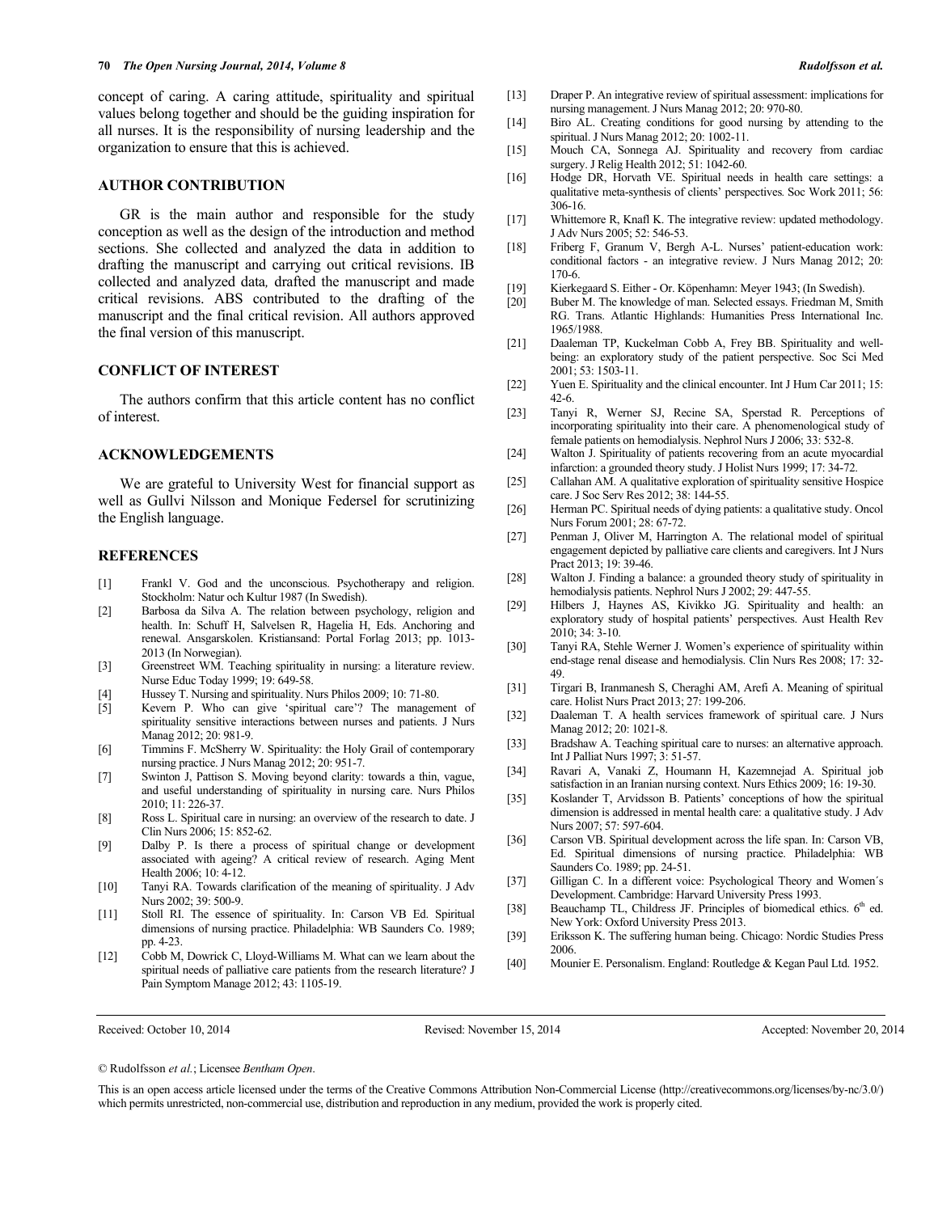concept of caring. A caring attitude, spirituality and spiritual values belong together and should be the guiding inspiration for all nurses. It is the responsibility of nursing leadership and the organization to ensure that this is achieved.

## AUTHOR CONTRIBUTION

GR is the main author and responsible for the study conception as well as the design of the introduction and method sections. She collected and analyzed the data in addition to drafting the manuscript and carrying out critical revisions. IB collected and analyzed data, drafted the manuscript and made critical revisions. ABS contributed to the drafting of the manuscript and the final critical revision. All authors approved the final version of this manuscript.

## CONFLICT OF INTEREST

The authors confirm that this article content has no conflict of interest.

## ACKNOWLEDGEMENTS

We are grateful to University West for financial support as well as Gullvi Nilsson and Monique Federsel for scrutinizing the English language.

## REFERENCES

[1] Frankl V. God and the unconscious. Psychotherapy and religion. Stockholm: Natur och Kultur 1987 (In Swedish).

[2] Barbosa da Silva A. The relation between psychology, religion and health. In: Schuff H, Salvelsen R, Hagelia H, Eds. Anchoring and renewal. Ansgarskolen. Kristiansand: Portal Forlag 2013; pp. 1013-2013 (In Norwegian).

[3] Greenstreet WM. Teaching spirituality in nursing: a literature review. Nurse Educ Today 1999; 19: 649-58.

[4] Hussey T. Nursing and spirituality. Nurs Philos 2009; 10: 71-80.

[5] Kevern P. Who can give 'spiritual care'? The management of spirituality sensitive interactions between nurses and patients. J Nurs Manag 2012; 20: 981-9.

[6] Timmins F. McSherry W. Spirituality: the Holy Grail of contemporary nursing practice. J Nurs Manag 2012; 20: 951-7.

[7] Swinton J, Pattison S. Moving beyond clarity: towards a thin, vague, and useful understanding of spirituality in nursing care. Nurs Philos 2010; 11: 226-37.

[8] Ross L. Spiritual care in nursing: an overview of the research to date. J Clin Nurs 2006; 15: 852-62.

[9] Dalby P. Is there a process of spiritual change or development associated with ageing? A critical review of research. Aging Ment Health 2006; 10: 4-12.

[10] Tanyi RA. Towards clarification of the meaning of spirituality. J Adv Nurs 2002; 39: 500-9.

[11] Stoll RI. The essence of spirituality. In: Carson VB Ed. Spiritual dimensions of nursing practice. Philadelphia: WB Saunders Co. 1989; pp. 4-23.

[12] Cobb M, Dowrick C, Lloyd-Williams M. What can we learn about the spiritual needs of palliative care patients from the research literature? J Pain Symptom Manage 2012; 43: 1105-19.

[13] Draper P. An integrative review of spiritual assessment: implications for nursing management. J Nurs Manag 2012; 20: 970-80.

[14] Biro AL. Creating conditions for good nursing by attending to the spiritual. J Nurs Manag 2012; 20: 1002-11.

[15] Mouch CA, Sonnega AJ. Spirituality and recovery from cardiac surgery. J Relig Health 2012; 51: 1042-60.

[16] Hodge DR, Horvath VE. Spiritual needs in health care settings: a qualitative meta-synthesis of clients' perspectives. Soc Work 2011; 56: 306-16.

[17] Whittemore R, Knafl K. The integrative review: updated methodology. J Adv Nurs 2005; 52: 546-53.

[18] Friberg F, Granum V, Bergh A-L. Nurses' patient-education work: conditional factors - an integrative review. J Nurs Manag 2012; 20: 170-6.

[19] Kierkegaard S. Either - Or. Köpenhamn: Meyer 1943; (In Swedish).

[20] Buber M. The knowledge of man. Selected essays. Friedman M, Smith RG. Trans. Atlantic Highlands: Humanities Press International Inc. 1965/1988.

[21] Daaleman TP, Kuckelman Cobb A, Frey BB. Spirituality and well-being: an exploratory study of the patient perspective. Soc Sci Med 2001; 53: 1503-11.

[22] Yuen E. Spirituality and the clinical encounter. Int J Hum Car 2011; 15: 42-6.

[23] Tanyi R, Werner SJ, Recine SA, Sperstad R. Perceptions of incorporating spirituality into their care. A phenomenological study of female patients on hemodialysis. Nephrol Nurs J 2006; 33: 532-8.

[24] Walton J. Spirituality of patients recovering from an acute myocardial infarction: a grounded theory study. J Holist Nurs 1999; 17: 34-72.

[25] Callahan AM. A qualitative exploration of spirituality sensitive Hospice care. J Soc Serv Res 2012; 38: 144-55.

[26] Herman PC. Spiritual needs of dying patients: a qualitative study. Oncol Nurs Forum 2001; 28: 67-72.

[27] Penman J, Oliver M, Harrington A. The relational model of spiritual engagement depicted by palliative care clients and caregivers. Int J Nurs Pract 2013; 19: 39-46.

[28] Walton J. Finding a balance: a grounded theory study of spirituality in hemodialysis patients. Nephrol Nurs J 2002; 29: 447-55.

[29] Hilbers J, Haynes AS, Kivikko JG. Spirituality and health: an exploratory study of hospital patients' perspectives. Aust Health Rev 2010; 34: 3-10.

[30] Tanyi RA, Stehle Werner J. Women's experience of spirituality within end-stage renal disease and hemodialysis. Clin Nurs Res 2008; 17: 32-49.

[31] Tirgari B, Iranmanesh S, Cheraghi AM, Arefi A. Meaning of spiritual care. Holist Nurs Pract 2013; 27: 199-206.

[32] Daaleman T. A health services framework of spiritual care. J Nurs Manag 2012; 20: 1021-8.

[33] Bradshaw A. Teaching spiritual care to nurses: an alternative approach. Int J Palliat Nurs 1997; 3: 51-57.

[34] Ravari A, Vanaki Z, Houmann H, Kazemnejad A. Spiritual job satisfaction in an Iranian nursing context. Nurs Ethics 2009; 16: 19-30.

[35] Koslander T, Arvidsson B. Patients' conceptions of how the spiritual dimension is addressed in mental health care: a qualitative study. J Adv Nurs 2007; 57: 597-604.

[36] Carson VB. Spiritual development across the life span. In: Carson VB, Ed. Spiritual dimensions of nursing practice. Philadelphia: WB Saunders Co. 1989; pp. 24-51.

[37] Gilligan C. In a different voice: Psychological Theory and Women´s Development. Cambridge: Harvard University Press 1993.

[38] Beauchamp TL, Childress JF. Principles of biomedical ethics. 6th ed. New York: Oxford University Press 2013.

[39] Eriksson K. The suffering human being. Chicago: Nordic Studies Press 2006.

[40] Mounier E. Personalism. England: Routledge & Kegan Paul Ltd. 1952.

Received: October 10, 2014 Revised: November 15, 2014 Accepted: November 20, 2014

© Rudolfsson *et al.*; Licensee *Bentham Open*.

This is an open access article licensed under the terms of the Creative Commons Attribution Non-Commercial License (http://creativecommons.org/licenses/by-nc/3.0/) which permits unrestricted, non-commercial use, distribution and reproduction in any medium, provided the work is properly cited.